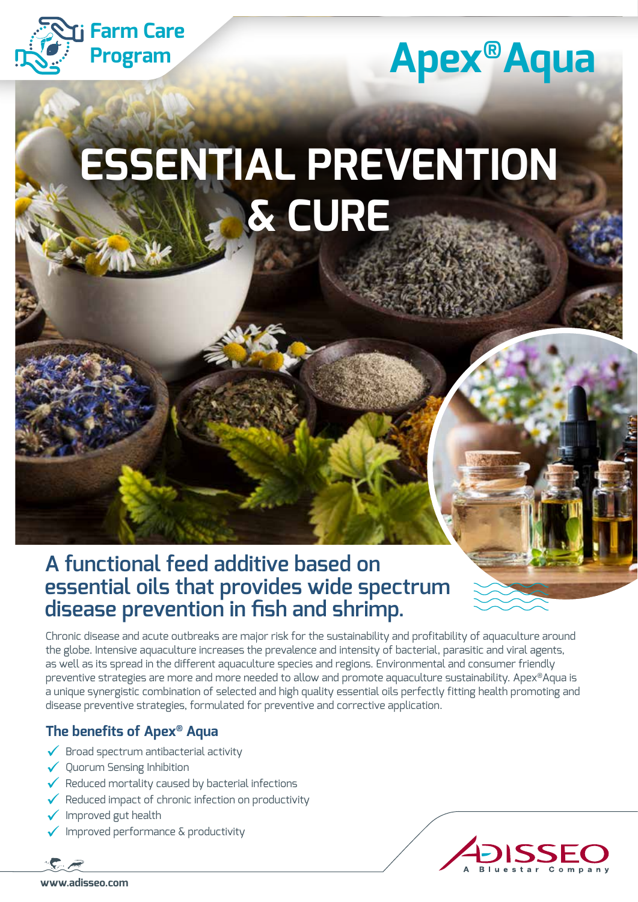Farm Care Program

# Apex® Aqua

# ESSENTIAL PREVENTION & CURE

## A functional feed additive based on essential oils that provides wide spectrum disease prevention in fish and shrimp.

Chronic disease and acute outbreaks are major risk for the sustainability and profitability of aquaculture around the globe. Intensive aquaculture increases the prevalence and intensity of bacterial, parasitic and viral agents, as well as its spread in the different aquaculture species and regions. Environmental and consumer friendly preventive strategies are more and more needed to allow and promote aquaculture sustainability. Apex®Aqua is a unique synergistic combination of selected and high quality essential oils perfectly fitting health promoting and disease preventive strategies, formulated for preventive and corrective application.

### The benefits of Apex® Aqua

- ✓ Broad spectrum antibacterial activity
- ✓ Quorum Sensing Inhibition
- ✓ Reduced mortality caused by bacterial infections
- ✓ Reduced impact of chronic infection on productivity
- ✓ Improved gut health
- ✓ Improved performance & productivity

ADISSEO
A Bluestar Company

www.adisseo.com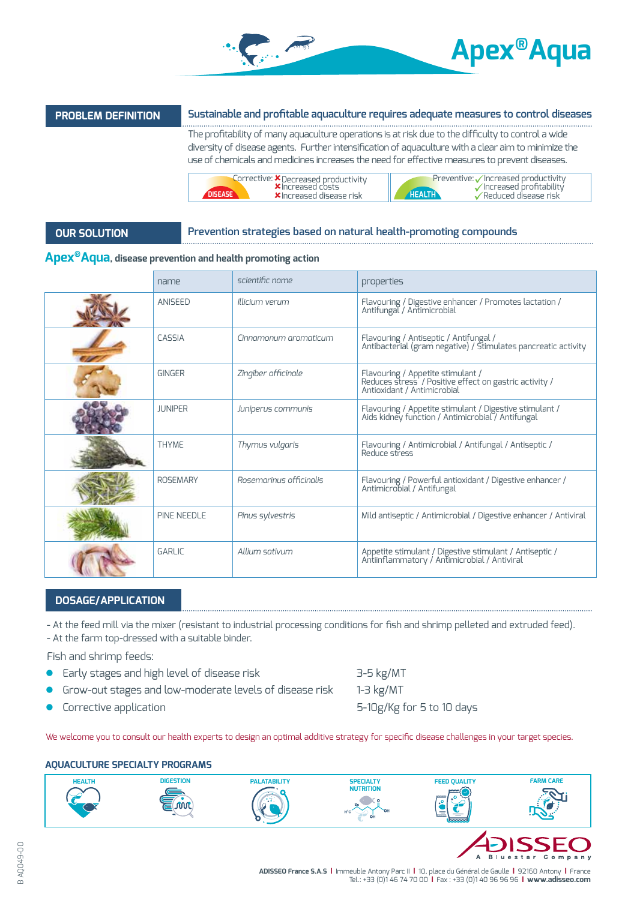# Apex®Aqua

## PROBLEM DEFINITION

### Sustainable and profitable aquaculture requires adequate measures to control diseases

The profitability of many aquaculture operations is at risk due to the difficulty to control a wide diversity of disease agents. Further intensification of aquaculture with a clear aim to minimize the use of chemicals and medicines increases the need for effective measures to prevent diseases.

| DISEASE | HEALTH |
|---|---|
| Corrective: ✗ Decreased productivity ✗ Increased costs ✗ Increased disease risk | Preventive: ✓ Increased productivity ✓ Increased profitability ✓ Reduced disease risk |

## OUR SOLUTION

### Prevention strategies based on natural health-promoting compounds

**Apex®Aqua, disease prevention and health promoting action**

| name | scientific name | properties |
|---|---|---|
| ANISEED | *Illicium verum* | Flavouring / Digestive enhancer / Promotes lactation / Antifungal / Antimicrobial |
| CASSIA | *Cinnamonum aromaticum* | Flavouring / Antiseptic / Antifungal / Antibacterial (gram negative) / Stimulates pancreatic activity |
| GINGER | *Zingiber officinale* | Flavouring / Appetite stimulant / Reduces stress / Positive effect on gastric activity / Antioxidant / Antimicrobial |
| JUNIPER | *Juniperus communis* | Flavouring / Appetite stimulant / Digestive stimulant / Aids kidney function / Antimicrobial / Antifungal |
| THYME | *Thymus vulgaris* | Flavouring / Antimicrobial / Antifungal / Antiseptic / Reduce stress |
| ROSEMARY | *Rosemarinus officinalis* | Flavouring / Powerful antioxidant / Digestive enhancer / Antimicrobial / Antifungal |
| PINE NEEDLE | *Pinus sylvestris* | Mild antiseptic / Antimicrobial / Digestive enhancer / Antiviral |
| GARLIC | *Allium sativum* | Appetite stimulant / Digestive stimulant / Antiseptic / Antiinflammatory / Antimicrobial / Antiviral |

## DOSAGE/APPLICATION

- At the feed mill via the mixer (resistant to industrial processing conditions for fish and shrimp pelleted and extruded feed).
- At the farm top-dressed with a suitable binder.

Fish and shrimp feeds:

| | |
|---|---|
| Early stages and high level of disease risk | 3-5 kg/MT |
| Grow-out stages and low-moderate levels of disease risk | 1-3 kg/MT |
| Corrective application | 5-10g/Kg for 5 to 10 days |

We welcome you to consult our health experts to design an optimal additive strategy for specific disease challenges in your target species.

### AQUACULTURE SPECIALTY PROGRAMS

HEALTH | DIGESTION | PALATABILITY | SPECIALTY NUTRITION | FEED QUALITY | FARM CARE

ADISSEO — A Bluestar Company

**ADISSEO France S.A.S** | Immeuble Antony Parc II | 10, place du Général de Gaulle | 92160 Antony | France
Tel.: +33 (0)1 46 74 70 00 | Fax : +33 (0)1 40 96 96 96 | **www.adisseo.com**

B AQ049-00